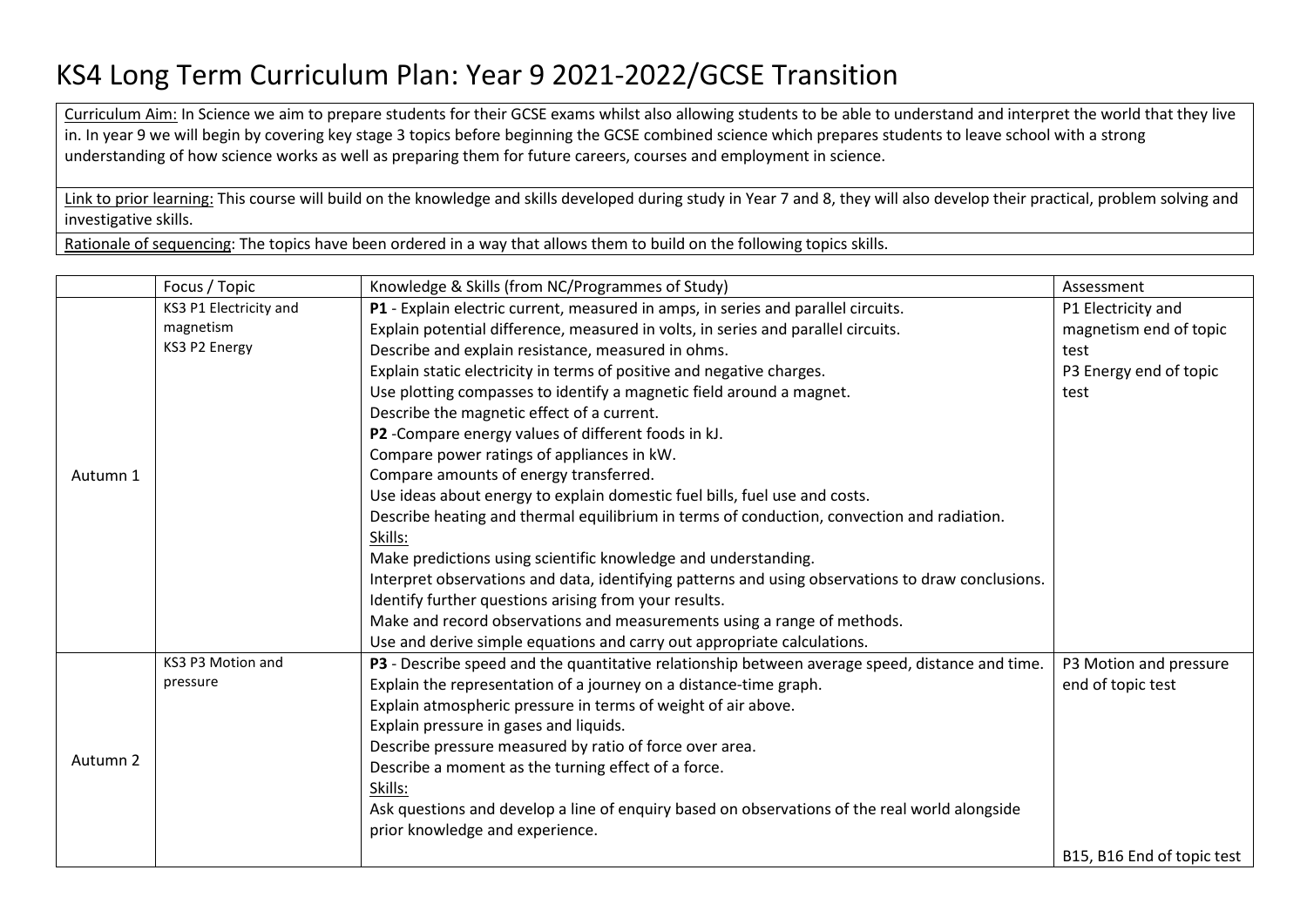# KS4 Long Term Curriculum Plan: Year 9 2021-2022/GCSE Transition

Curriculum Aim: In Science we aim to prepare students for their GCSE exams whilst also allowing students to be able to understand and interpret the world that they live in. In year 9 we will begin by covering key stage 3 topics before beginning the GCSE combined science which prepares students to leave school with a strong understanding of how science works as well as preparing them for future careers, courses and employment in science.

Link to prior learning: This course will build on the knowledge and skills developed during study in Year 7 and 8, they will also develop their practical, problem solving and investigative skills.

Rationale of sequencing: The topics have been ordered in a way that allows them to build on the following topics skills.

| | Focus / Topic | Knowledge & Skills (from NC/Programmes of Study) | Assessment |
|---|---|---|---|
| Autumn 1 | KS3 P1 Electricity and magnetism<br>KS3 P2 Energy | **P1** - Explain electric current, measured in amps, in series and parallel circuits.<br>Explain potential difference, measured in volts, in series and parallel circuits.<br>Describe and explain resistance, measured in ohms.<br>Explain static electricity in terms of positive and negative charges.<br>Use plotting compasses to identify a magnetic field around a magnet.<br>Describe the magnetic effect of a current.<br>**P2** -Compare energy values of different foods in kJ.<br>Compare power ratings of appliances in kW.<br>Compare amounts of energy transferred.<br>Use ideas about energy to explain domestic fuel bills, fuel use and costs.<br>Describe heating and thermal equilibrium in terms of conduction, convection and radiation.<br>Skills:<br>Make predictions using scientific knowledge and understanding.<br>Interpret observations and data, identifying patterns and using observations to draw conclusions.<br>Identify further questions arising from your results.<br>Make and record observations and measurements using a range of methods.<br>Use and derive simple equations and carry out appropriate calculations. | P1 Electricity and magnetism end of topic test<br>P3 Energy end of topic test |
| Autumn 2 | KS3 P3 Motion and pressure | **P3** - Describe speed and the quantitative relationship between average speed, distance and time.<br>Explain the representation of a journey on a distance-time graph.<br>Explain atmospheric pressure in terms of weight of air above.<br>Explain pressure in gases and liquids.<br>Describe pressure measured by ratio of force over area.<br>Describe a moment as the turning effect of a force.<br>Skills:<br>Ask questions and develop a line of enquiry based on observations of the real world alongside prior knowledge and experience. | P3 Motion and pressure end of topic test<br><br>B15, B16 End of topic test |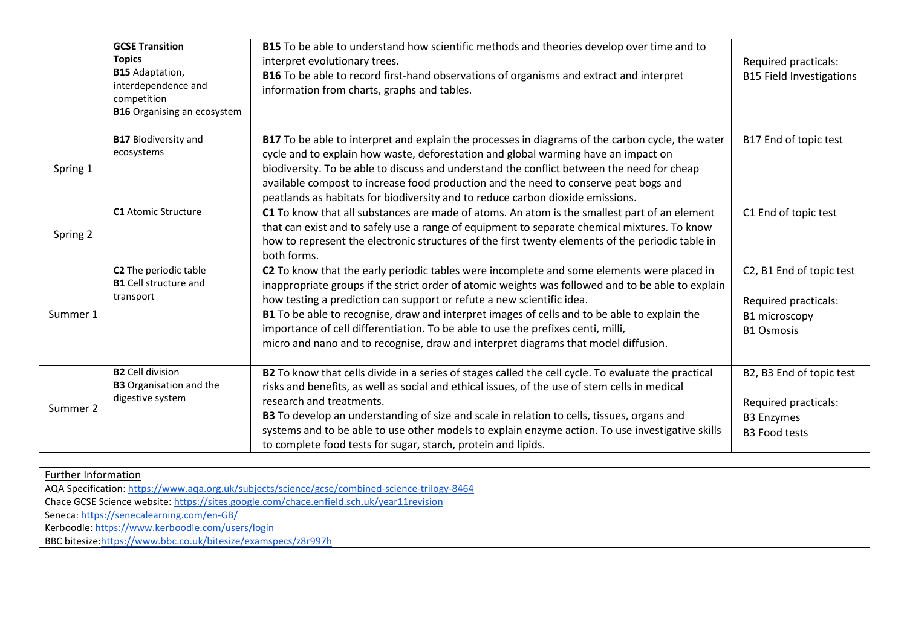| | | | |
|---|---|---|---|
| | **GCSE Transition Topics**<br>**B15** Adaptation, interdependence and competition<br>**B16** Organising an ecosystem | **B15** To be able to understand how scientific methods and theories develop over time and to interpret evolutionary trees.<br>**B16** To be able to record first-hand observations of organisms and extract and interpret information from charts, graphs and tables. | Required practicals:<br>B15 Field Investigations |
| Spring 1 | **B17** Biodiversity and ecosystems | **B17** To be able to interpret and explain the processes in diagrams of the carbon cycle, the water cycle and to explain how waste, deforestation and global warming have an impact on biodiversity. To be able to discuss and understand the conflict between the need for cheap available compost to increase food production and the need to conserve peat bogs and peatlands as habitats for biodiversity and to reduce carbon dioxide emissions. | B17 End of topic test |
| Spring 2 | **C1** Atomic Structure | **C1** To know that all substances are made of atoms. An atom is the smallest part of an element that can exist and to safely use a range of equipment to separate chemical mixtures. To know how to represent the electronic structures of the first twenty elements of the periodic table in both forms. | C1 End of topic test |
| Summer 1 | **C2** The periodic table<br>**B1** Cell structure and transport | **C2** To know that the early periodic tables were incomplete and some elements were placed in inappropriate groups if the strict order of atomic weights was followed and to be able to explain how testing a prediction can support or refute a new scientific idea.<br>**B1** To be able to recognise, draw and interpret images of cells and to be able to explain the importance of cell differentiation. To be able to use the prefixes centi, milli, micro and nano and to recognise, draw and interpret diagrams that model diffusion. | C2, B1 End of topic test<br><br>Required practicals:<br>B1 microscopy<br>B1 Osmosis |
| Summer 2 | **B2** Cell division<br>**B3** Organisation and the digestive system | **B2** To know that cells divide in a series of stages called the cell cycle. To evaluate the practical risks and benefits, as well as social and ethical issues, of the use of stem cells in medical research and treatments.<br>**B3** To develop an understanding of size and scale in relation to cells, tissues, organs and systems and to be able to use other models to explain enzyme action. To use investigative skills to complete food tests for sugar, starch, protein and lipids. | B2, B3 End of topic test<br><br>Required practicals:<br>B3 Enzymes<br>B3 Food tests |

Further Information

AQA Specification: https://www.aqa.org.uk/subjects/science/gcse/combined-science-trilogy-8464

Chace GCSE Science website: https://sites.google.com/chace.enfield.sch.uk/year11revision

Seneca: https://senecalearning.com/en-GB/

Kerboodle: https://www.kerboodle.com/users/login

BBC bitesize:https://www.bbc.co.uk/bitesize/examspecs/z8r997h